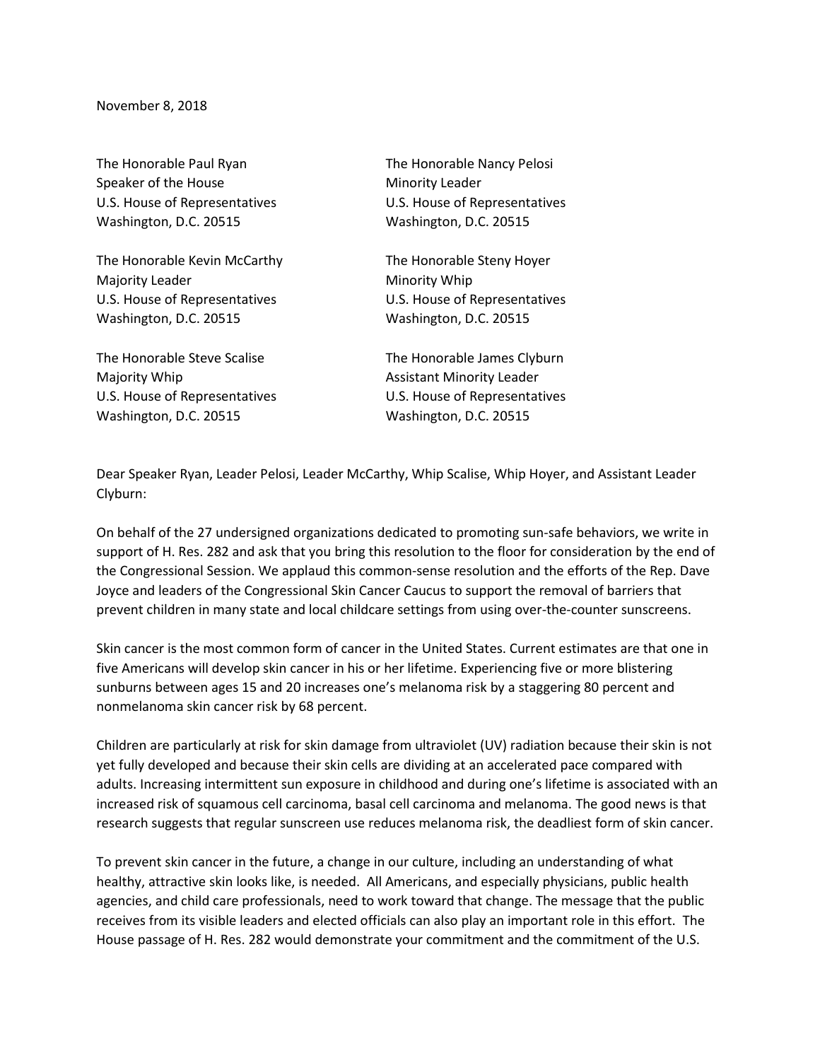November 8, 2018

The Honorable Paul Ryan
Speaker of the House
U.S. House of Representatives
Washington, D.C. 20515

The Honorable Nancy Pelosi
Minority Leader
U.S. House of Representatives
Washington, D.C. 20515

The Honorable Kevin McCarthy
Majority Leader
U.S. House of Representatives
Washington, D.C. 20515

The Honorable Steny Hoyer
Minority Whip
U.S. House of Representatives
Washington, D.C. 20515

The Honorable Steve Scalise
Majority Whip
U.S. House of Representatives
Washington, D.C. 20515

The Honorable James Clyburn
Assistant Minority Leader
U.S. House of Representatives
Washington, D.C. 20515

Dear Speaker Ryan, Leader Pelosi, Leader McCarthy, Whip Scalise, Whip Hoyer, and Assistant Leader Clyburn:

On behalf of the 27 undersigned organizations dedicated to promoting sun-safe behaviors, we write in support of H. Res. 282 and ask that you bring this resolution to the floor for consideration by the end of the Congressional Session. We applaud this common-sense resolution and the efforts of the Rep. Dave Joyce and leaders of the Congressional Skin Cancer Caucus to support the removal of barriers that prevent children in many state and local childcare settings from using over-the-counter sunscreens.

Skin cancer is the most common form of cancer in the United States. Current estimates are that one in five Americans will develop skin cancer in his or her lifetime. Experiencing five or more blistering sunburns between ages 15 and 20 increases one's melanoma risk by a staggering 80 percent and nonmelanoma skin cancer risk by 68 percent.

Children are particularly at risk for skin damage from ultraviolet (UV) radiation because their skin is not yet fully developed and because their skin cells are dividing at an accelerated pace compared with adults. Increasing intermittent sun exposure in childhood and during one's lifetime is associated with an increased risk of squamous cell carcinoma, basal cell carcinoma and melanoma. The good news is that research suggests that regular sunscreen use reduces melanoma risk, the deadliest form of skin cancer.

To prevent skin cancer in the future, a change in our culture, including an understanding of what healthy, attractive skin looks like, is needed. All Americans, and especially physicians, public health agencies, and child care professionals, need to work toward that change. The message that the public receives from its visible leaders and elected officials can also play an important role in this effort. The House passage of H. Res. 282 would demonstrate your commitment and the commitment of the U.S.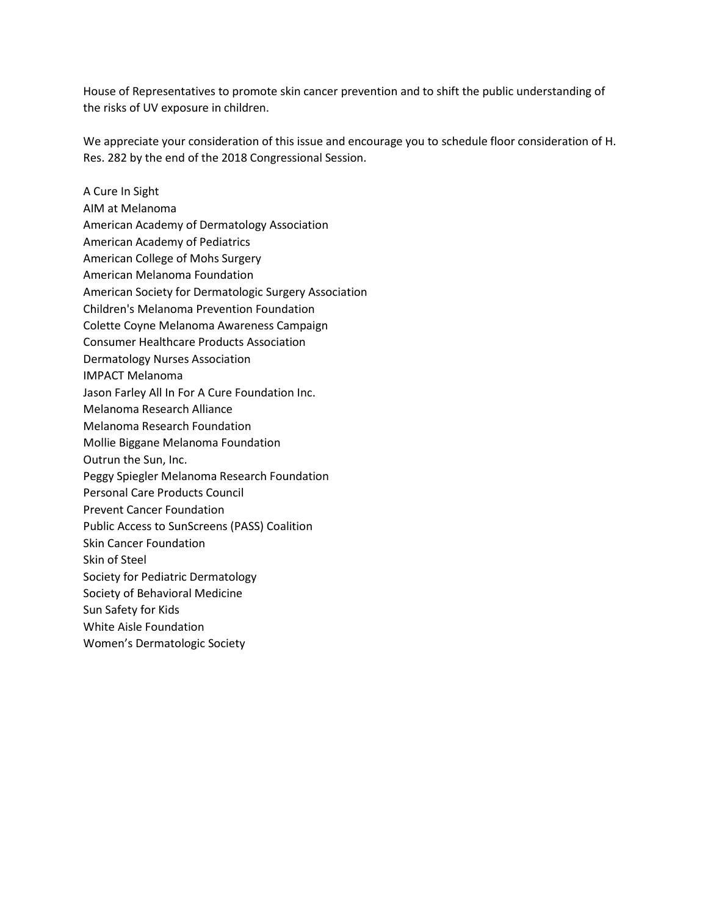House of Representatives to promote skin cancer prevention and to shift the public understanding of the risks of UV exposure in children.

We appreciate your consideration of this issue and encourage you to schedule floor consideration of H. Res. 282 by the end of the 2018 Congressional Session.

A Cure In Sight
AIM at Melanoma
American Academy of Dermatology Association
American Academy of Pediatrics
American College of Mohs Surgery
American Melanoma Foundation
American Society for Dermatologic Surgery Association
Children's Melanoma Prevention Foundation
Colette Coyne Melanoma Awareness Campaign
Consumer Healthcare Products Association
Dermatology Nurses Association
IMPACT Melanoma
Jason Farley All In For A Cure Foundation Inc.
Melanoma Research Alliance
Melanoma Research Foundation
Mollie Biggane Melanoma Foundation
Outrun the Sun, Inc.
Peggy Spiegler Melanoma Research Foundation
Personal Care Products Council
Prevent Cancer Foundation
Public Access to SunScreens (PASS) Coalition
Skin Cancer Foundation
Skin of Steel
Society for Pediatric Dermatology
Society of Behavioral Medicine
Sun Safety for Kids
White Aisle Foundation
Women's Dermatologic Society